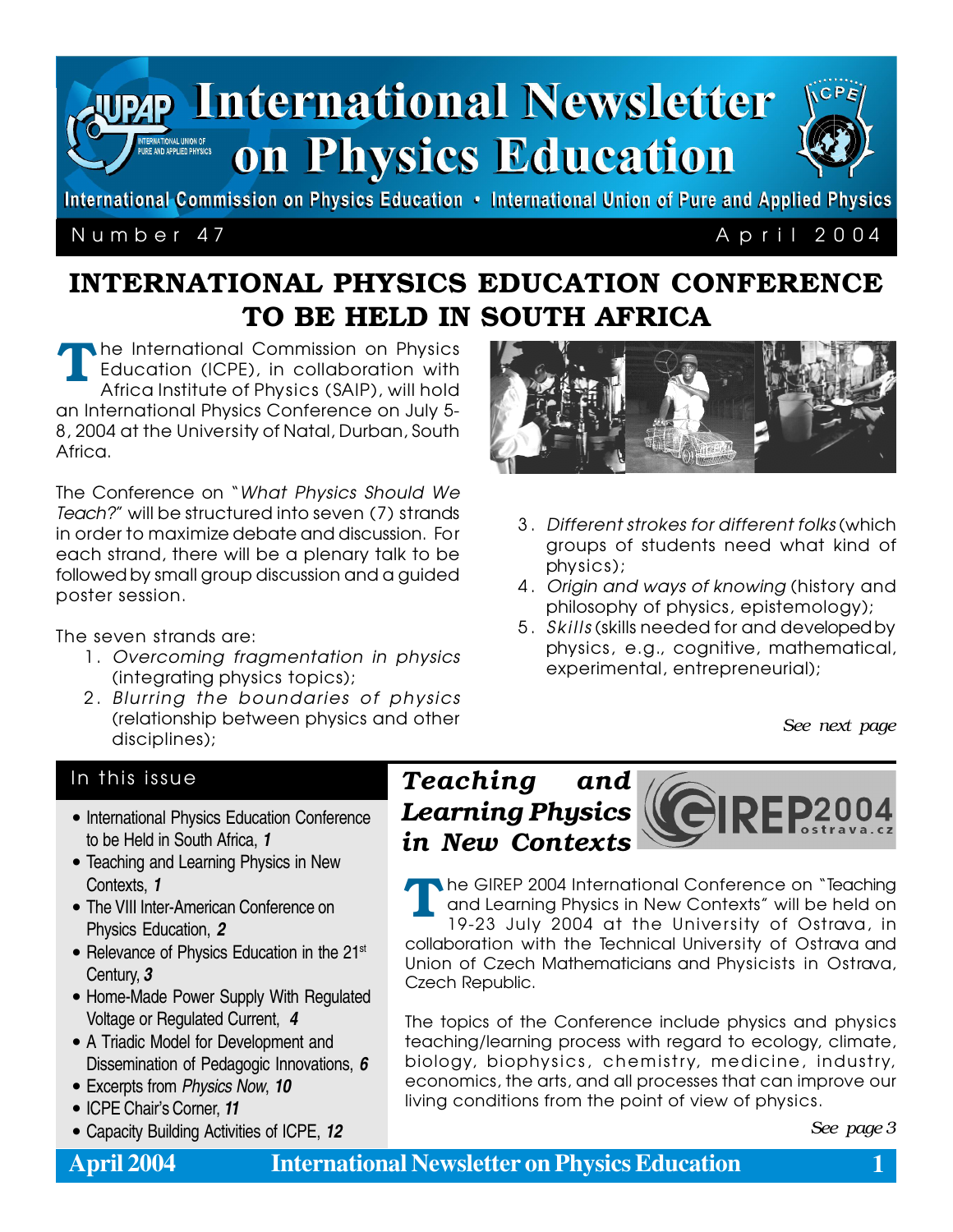# International Newsletter on Physics Education

International Commission on Physics Education • International Union of Pure and Applied Physics

Number 47 — April 2004

## INTERNATIONAL PHYSICS EDUCATION CONFERENCE TO BE HELD IN SOUTH AFRICA

The International Commission on Physics Education (ICPE), in collaboration with Africa Institute of Physics (SAIP), will hold an International Physics Conference on July 5-8, 2004 at the University of Natal, Durban, South Africa.

The Conference on "*What Physics Should We Teach?*" will be structured into seven (7) strands in order to maximize debate and discussion. For each strand, there will be a plenary talk to be followed by small group discussion and a guided poster session.

The seven strands are:

1. *Overcoming fragmentation in physics* (integrating physics topics);
2. *Blurring the boundaries of physics* (relationship between physics and other disciplines);
3. *Different strokes for different folks* (which groups of students need what kind of physics);
4. *Origin and ways of knowing* (history and philosophy of physics, epistemology);
5. *Skills* (skills needed for and developed by physics, e.g., cognitive, mathematical, experimental, entrepreneurial);

*See next page*

## In this issue

- International Physics Education Conference to be Held in South Africa, ***1***
- Teaching and Learning Physics in New Contexts, ***1***
- The VIII Inter-American Conference on Physics Education, ***2***
- Relevance of Physics Education in the 21st Century, ***3***
- Home-Made Power Supply With Regulated Voltage or Regulated Current, ***4***
- A Triadic Model for Development and Dissemination of Pedagogic Innovations, ***6***
- Excerpts from *Physics Now*, ***10***
- ICPE Chair's Corner, ***11***
- Capacity Building Activities of ICPE, ***12***

## *Teaching and Learning Physics in New Contexts*

GIREP 2004 ostrava.cz

The GIREP 2004 International Conference on "Teaching and Learning Physics in New Contexts" will be held on 19-23 July 2004 at the University of Ostrava, in collaboration with the Technical University of Ostrava and Union of Czech Mathematicians and Physicists in Ostrava, Czech Republic.

The topics of the Conference include physics and physics teaching/learning process with regard to ecology, climate, biology, biophysics, chemistry, medicine, industry, economics, the arts, and all processes that can improve our living conditions from the point of view of physics.

*See page 3*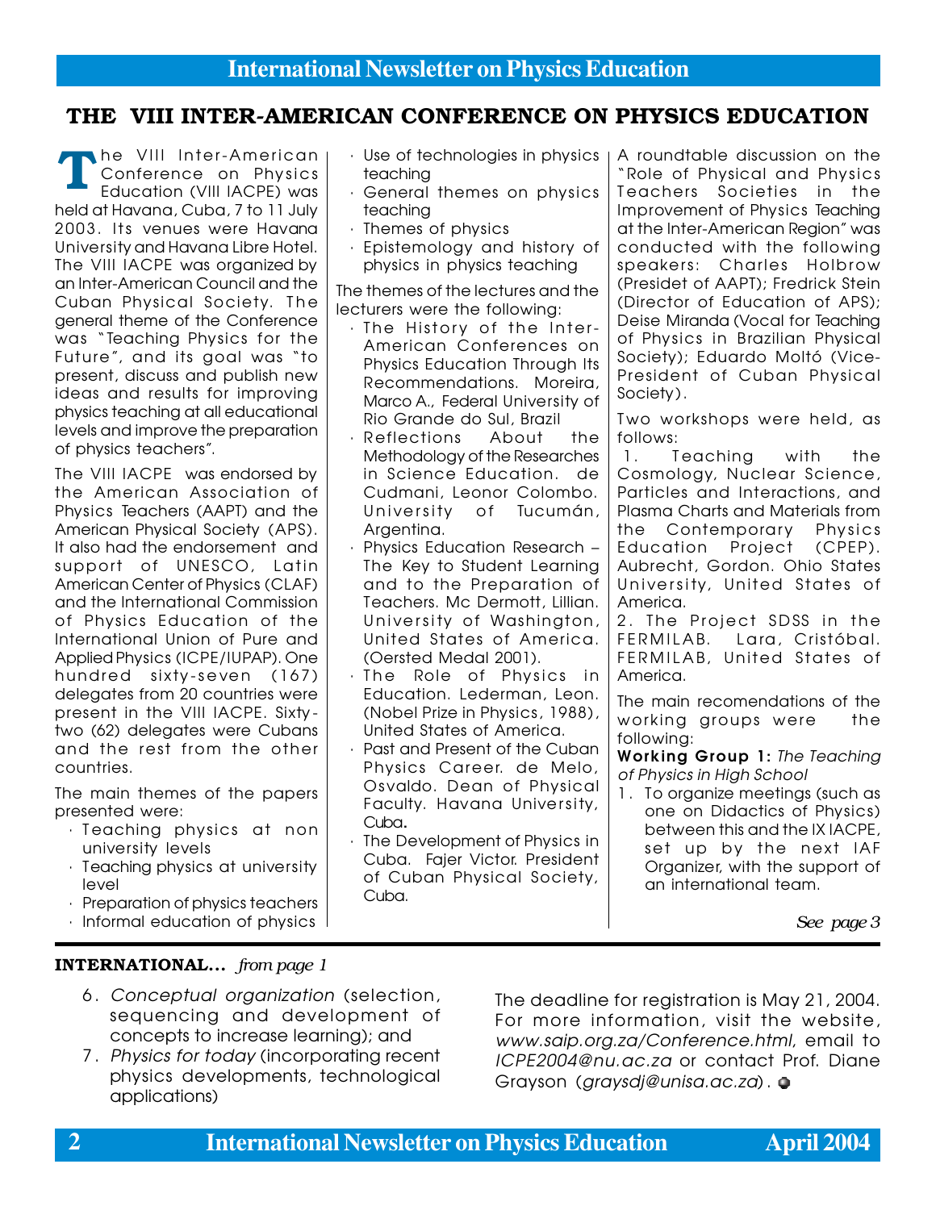# THE VIII INTER-AMERICAN CONFERENCE ON PHYSICS EDUCATION

The VIII Inter-American Conference on Physics Education (VIII IACPE) was held at Havana, Cuba, 7 to 11 July 2003. Its venues were Havana University and Havana Libre Hotel. The VIII IACPE was organized by an Inter-American Council and the Cuban Physical Society. The general theme of the Conference was "Teaching Physics for the Future", and its goal was "to present, discuss and publish new ideas and results for improving physics teaching at all educational levels and improve the preparation of physics teachers".

The VIII IACPE was endorsed by the American Association of Physics Teachers (AAPT) and the American Physical Society (APS). It also had the endorsement and support of UNESCO, Latin American Center of Physics (CLAF) and the International Commission of Physics Education of the International Union of Pure and Applied Physics (ICPE/IUPAP). One hundred sixty-seven (167) delegates from 20 countries were present in the VIII IACPE. Sixty-two (62) delegates were Cubans and the rest from the other countries.

The main themes of the papers presented were:

- Teaching physics at non university levels
- Teaching physics at university level
- Preparation of physics teachers
- Informal education of physics
- Use of technologies in physics teaching
- General themes on physics teaching
- Themes of physics
- Epistemology and history of physics in physics teaching

The themes of the lectures and the lecturers were the following:

- The History of the Inter-American Conferences on Physics Education Through Its Recommendations. Moreira, Marco A., Federal University of Rio Grande do Sul, Brazil
- Reflections About the Methodology of the Researches in Science Education. de Cudmani, Leonor Colombo. University of Tucumán, Argentina.
- Physics Education Research – The Key to Student Learning and to the Preparation of Teachers. Mc Dermott, Lillian. University of Washington, United States of America. (Oersted Medal 2001).
- The Role of Physics in Education. Lederman, Leon. (Nobel Prize in Physics, 1988), United States of America.
- Past and Present of the Cuban Physics Career. de Melo, Osvaldo. Dean of Physical Faculty. Havana University, Cuba.
- The Development of Physics in Cuba. Fajer Victor. President of Cuban Physical Society, Cuba.

A roundtable discussion on the "Role of Physical and Physics Teachers Societies in the Improvement of Physics Teaching at the Inter-American Region" was conducted with the following speakers: Charles Holbrow (Presidet of AAPT); Fredrick Stein (Director of Education of APS); Deise Miranda (Vocal for Teaching of Physics in Brazilian Physical Society); Eduardo Moltó (Vice-President of Cuban Physical Society).

Two workshops were held, as follows:

1. Teaching with the Cosmology, Nuclear Science, Particles and Interactions, and Plasma Charts and Materials from the Contemporary Physics Education Project (CPEP). Aubrecht, Gordon. Ohio States University, United States of America.
2. The Project SDSS in the FERMILAB. Lara, Cristóbal. FERMILAB, United States of America.

The main recomendations of the working groups were the following:

**Working Group 1:** *The Teaching of Physics in High School*

1. To organize meetings (such as one on Didactics of Physics) between this and the IX IACPE, set up by the next IAF Organizer, with the support of an international team.

*See page 3*

---

**INTERNATIONAL...** *from page 1*

6. *Conceptual organization* (selection, sequencing and development of concepts to increase learning); and
7. *Physics for today* (incorporating recent physics developments, technological applications)

The deadline for registration is May 21, 2004. For more information, visit the website, *www.saip.org.za/Conference.html*, email to *ICPE2004@nu.ac.za* or contact Prof. Diane Grayson (*graysdj@unisa.ac.za*).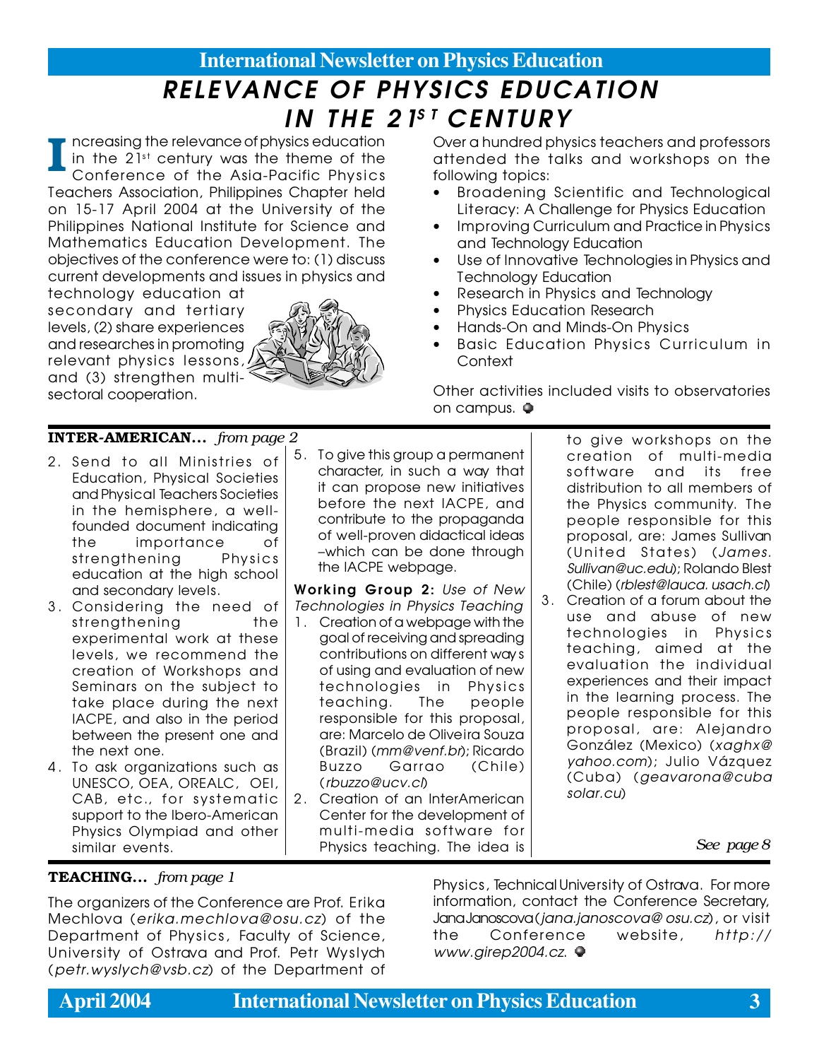# RELEVANCE OF PHYSICS EDUCATION IN THE 21ST CENTURY

Increasing the relevance of physics education in the 21st century was the theme of the Conference of the Asia-Pacific Physics Teachers Association, Philippines Chapter held on 15-17 April 2004 at the University of the Philippines National Institute for Science and Mathematics Education Development. The objectives of the conference were to: (1) discuss current developments and issues in physics and technology education at secondary and tertiary levels, (2) share experiences and researches in promoting relevant physics lessons, and (3) strengthen multi-sectoral cooperation.

Over a hundred physics teachers and professors attended the talks and workshops on the following topics:

- Broadening Scientific and Technological Literacy: A Challenge for Physics Education
- Improving Curriculum and Practice in Physics and Technology Education
- Use of Innovative Technologies in Physics and Technology Education
- Research in Physics and Technology
- Physics Education Research
- Hands-On and Minds-On Physics
- Basic Education Physics Curriculum in Context

Other activities included visits to observatories on campus.

---

**INTER-AMERICAN...** *from page 2*

2. Send to all Ministries of Education, Physical Societies and Physical Teachers Societies in the hemisphere, a well-founded document indicating the importance of strengthening Physics education at the high school and secondary levels.
3. Considering the need of strengthening the experimental work at these levels, we recommend the creation of Workshops and Seminars on the subject to take place during the next IACPE, and also in the period between the present one and the next one.
4. To ask organizations such as UNESCO, OEA, OREALC, OEI, CAB, etc., for systematic support to the Ibero-American Physics Olympiad and other similar events.
5. To give this group a permanent character, in such a way that it can propose new initiatives before the next IACPE, and contribute to the propaganda of well-proven didactical ideas –which can be done through the IACPE webpage.

**Working Group 2:** *Use of New Technologies in Physics Teaching*

1. Creation of a webpage with the goal of receiving and spreading contributions on different ways of using and evaluation of new technologies in Physics teaching. The people responsible for this proposal, are: Marcelo de Oliveira Souza (Brazil) (*mm@venf.br*); Ricardo Buzzo Garrao (Chile) (*rbuzzo@ucv.cl*)
2. Creation of an InterAmerican Center for the development of multi-media software for Physics teaching. The idea is to give workshops on the creation of multi-media software and its free distribution to all members of the Physics community. The people responsible for this proposal, are: James Sullivan (United States) (*James.Sullivan@uc.edu*); Rolando Blest (Chile) (*rblest@lauca.usach.cl*)
3. Creation of a forum about the use and abuse of new technologies in Physics teaching, aimed at the evaluation the individual experiences and their impact in the learning process. The people responsible for this proposal, are: Alejandro González (Mexico) (*xaghx@yahoo.com*); Julio Vázquez (Cuba) (*geavarona@cubasolar.cu*)

*See page 8*

---

**TEACHING...** *from page 1*

The organizers of the Conference are Prof. Erika Mechlova (*erika.mechlova@osu.cz*) of the Department of Physics, Faculty of Science, University of Ostrava and Prof. Petr Wyslych (*petr.wyslych@vsb.cz*) of the Department of Physics, Technical University of Ostrava. For more information, contact the Conference Secretary, Jana Janoscova (*jana.janoscova@osu.cz*), or visit the Conference website, *http://www.girep2004.cz*.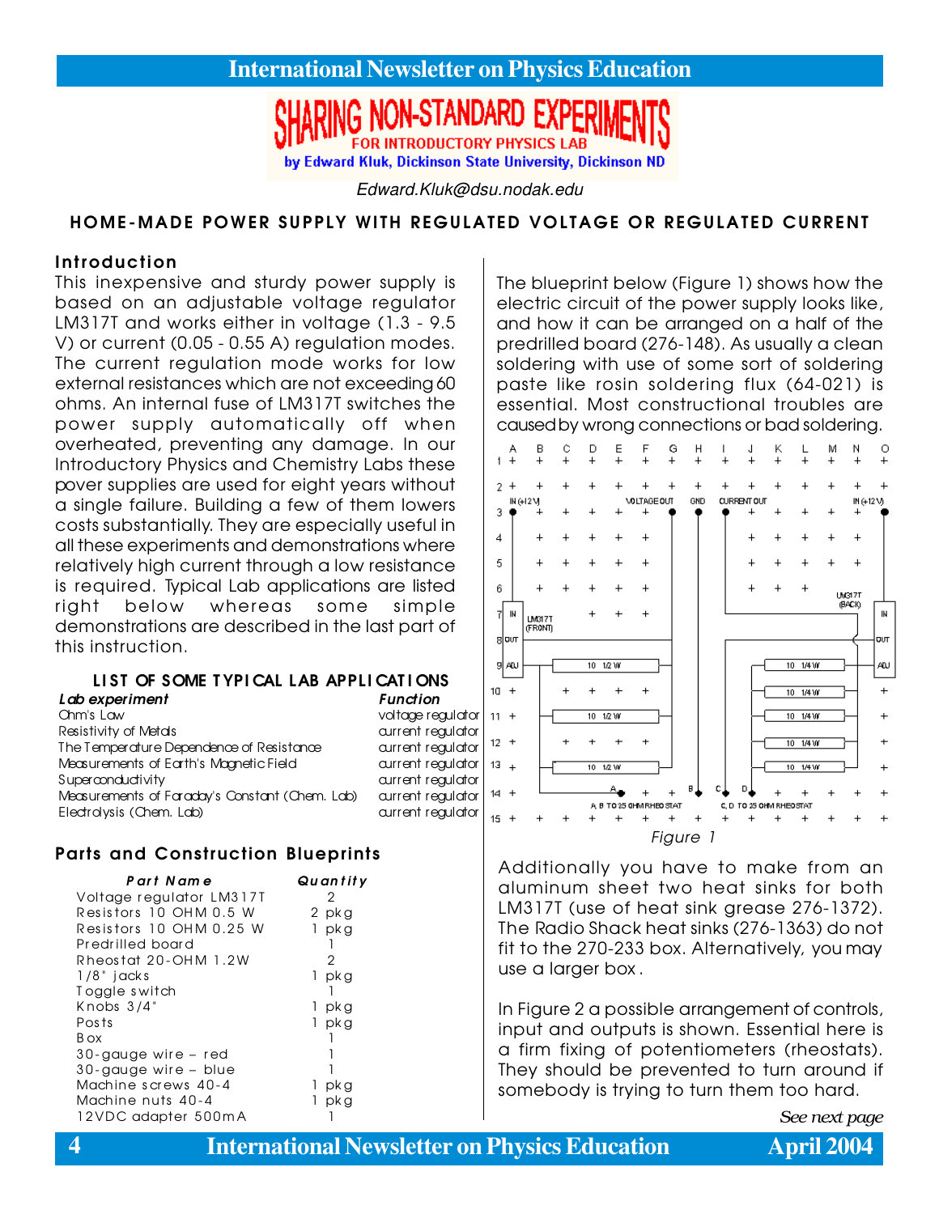# SHARING NON-STANDARD EXPERIMENTS

**FOR INTRODUCTORY PHYSICS LAB**

**by Edward Kluk, Dickinson State University, Dickinson ND**

*Edward.Kluk@dsu.nodak.edu*

## HOME-MADE POWER SUPPLY WITH REGULATED VOLTAGE OR REGULATED CURRENT

### Introduction

This inexpensive and sturdy power supply is based on an adjustable voltage regulator LM317T and works either in voltage (1.3 - 9.5 V) or current (0.05 - 0.55 A) regulation modes. The current regulation mode works for low external resistances which are not exceeding 60 ohms. An internal fuse of LM317T switches the power supply automatically off when overheated, preventing any damage. In our Introductory Physics and Chemistry Labs these pover supplies are used for eight years without a single failure. Building a few of them lowers costs substantially. They are especially useful in all these experiments and demonstrations where relatively high current through a low resistance is required. Typical Lab applications are listed right below whereas some simple demonstrations are described in the last part of this instruction.

**LIST OF SOME TYPICAL LAB APPLICATIONS**

| *Lab experiment* | *Function* |
|---|---|
| Ohm's Law | voltage regulator |
| Resistivity of Metals | current regulator |
| The Temperature Dependence of Resistance | current regulator |
| Measurements of Earth's Magnetic Field | current regulator |
| Superconductivity | current regulator |
| Measurements of Faraday's Constant (Chem. Lab) | current regulator |
| Electrolysis (Chem. Lab) | current regulator |

### Parts and Construction Blueprints

| *Part Name* | *Quantity* |
|---|---|
| Voltage regulator LM317T | 2 |
| Resistors 10 OHM 0.5 W | 2 pkg |
| Resistors 10 OHM 0.25 W | 1 pkg |
| Predrilled board | 1 |
| Rheostat 20-OHM 1.2W | 2 |
| 1/8" jacks | 1 pkg |
| Toggle switch | 1 |
| Knobs 3/4" | 1 pkg |
| Posts | 1 pkg |
| Box | 1 |
| 30-gauge wire – red | 1 |
| 30-gauge wire – blue | 1 |
| Machine screws 40-4 | 1 pkg |
| Machine nuts 40-4 | 1 pkg |
| 12VDC adapter 500mA | 1 |

The blueprint below (Figure 1) shows how the electric circuit of the power supply looks like, and how it can be arranged on a half of the predrilled board (276-148). As usually a clean soldering with use of some sort of soldering paste like rosin soldering flux (64-021) is essential. Most constructional troubles are caused by wrong connections or bad soldering.

Figure 1

Additionally you have to make from an aluminum sheet two heat sinks for both LM317T (use of heat sink grease 276-1372). The Radio Shack heat sinks (276-1363) do not fit to the 270-233 box. Alternatively, you may use a larger box.

In Figure 2 a possible arrangement of controls, input and outputs is shown. Essential here is a firm fixing of potentiometers (rheostats). They should be prevented to turn around if somebody is trying to turn them too hard.

*See next page*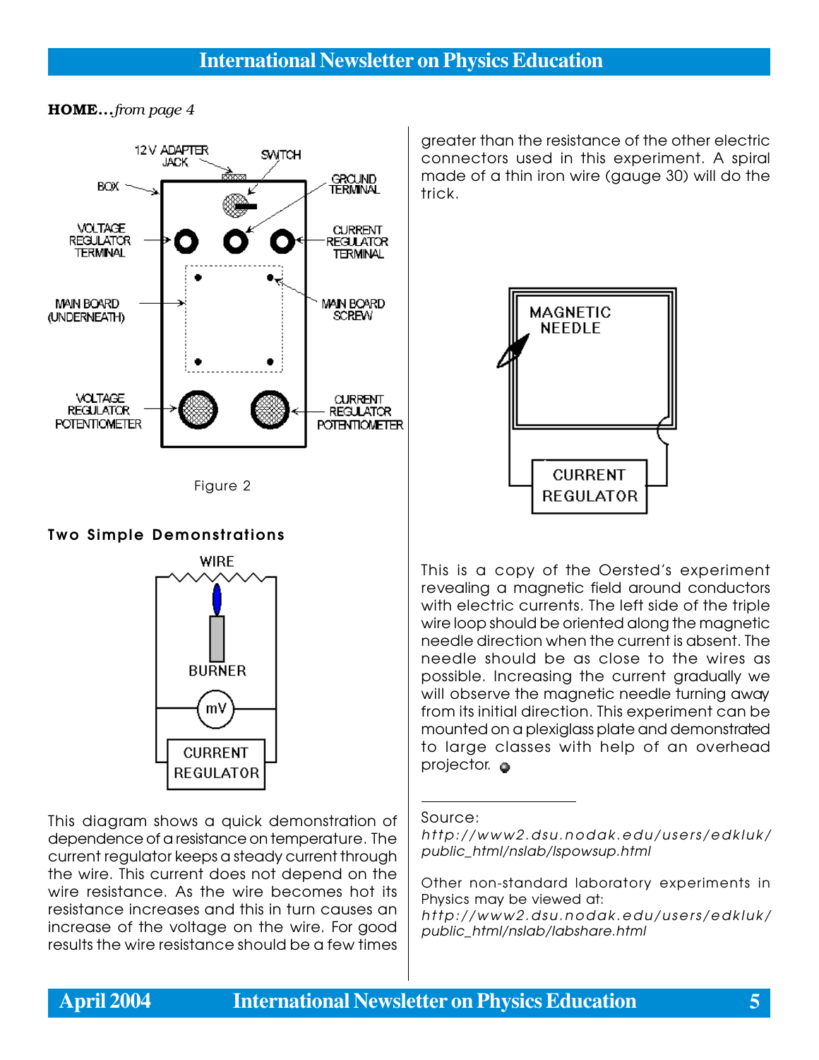**HOME...** *from page 4*

Figure 2

### Two Simple Demonstrations

This diagram shows a quick demonstration of dependence of a resistance on temperature. The current regulator keeps a steady current through the wire. This current does not depend on the wire resistance. As the wire becomes hot its resistance increases and this in turn causes an increase of the voltage on the wire. For good results the wire resistance should be a few times greater than the resistance of the other electric connectors used in this experiment. A spiral made of a thin iron wire (gauge 30) will do the trick.

This is a copy of the Oersted's experiment revealing a magnetic field around conductors with electric currents. The left side of the triple wire loop should be oriented along the magnetic needle direction when the current is absent. The needle should be as close to the wires as possible. Increasing the current gradually we will observe the magnetic needle turning away from its initial direction. This experiment can be mounted on a plexiglass plate and demonstrated to large classes with help of an overhead projector.

---

Source:
*http://www2.dsu.nodak.edu/users/edkluk/public_html/nslab/lspowsup.html*

Other non-standard laboratory experiments in Physics may be viewed at:
*http://www2.dsu.nodak.edu/users/edkluk/public_html/nslab/labshare.html*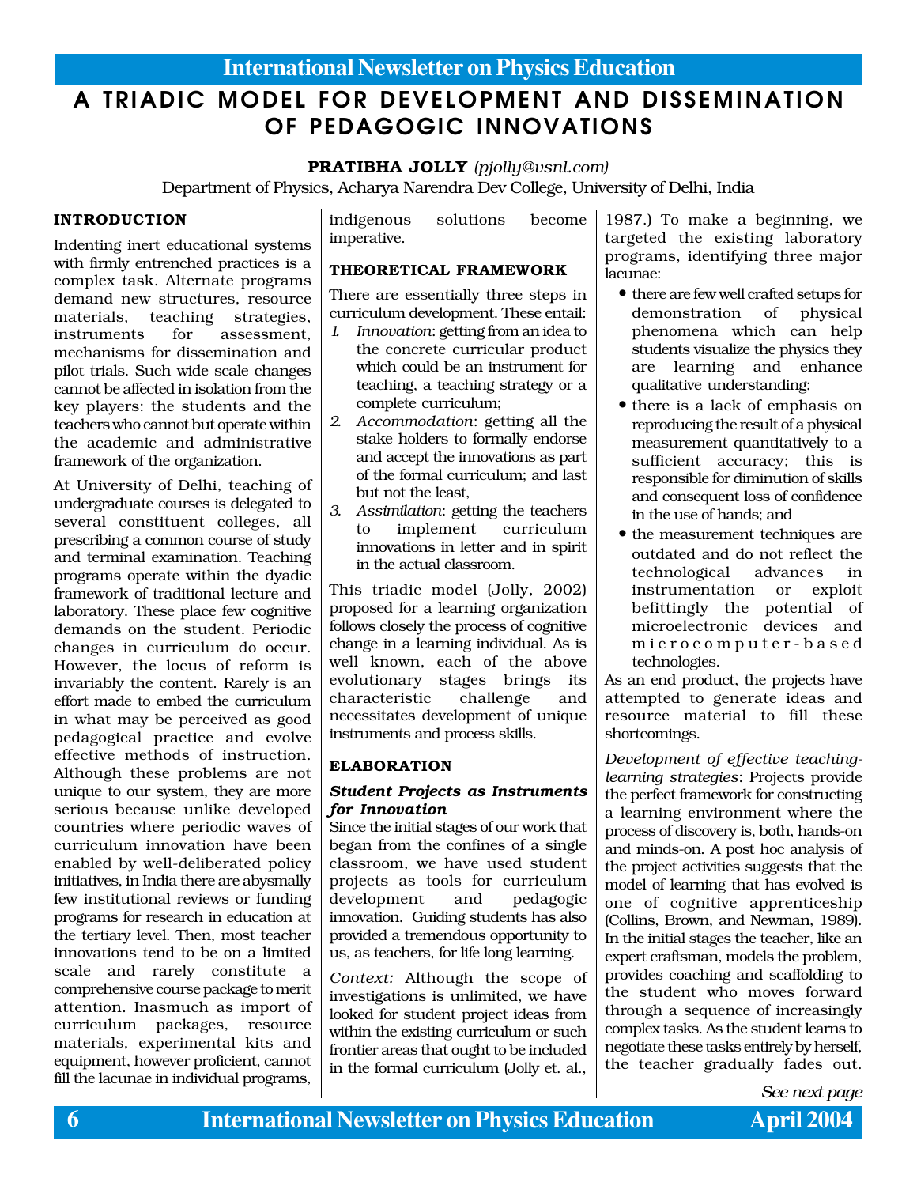# A TRIADIC MODEL FOR DEVELOPMENT AND DISSEMINATION OF PEDAGOGIC INNOVATIONS

**PRATIBHA JOLLY** *(pjolly@vsnl.com)*

Department of Physics, Acharya Narendra Dev College, University of Delhi, India

## INTRODUCTION

Indenting inert educational systems with firmly entrenched practices is a complex task. Alternate programs demand new structures, resource materials, teaching strategies, instruments for assessment, mechanisms for dissemination and pilot trials. Such wide scale changes cannot be affected in isolation from the key players: the students and the teachers who cannot but operate within the academic and administrative framework of the organization.

At University of Delhi, teaching of undergraduate courses is delegated to several constituent colleges, all prescribing a common course of study and terminal examination. Teaching programs operate within the dyadic framework of traditional lecture and laboratory. These place few cognitive demands on the student. Periodic changes in curriculum do occur. However, the locus of reform is invariably the content. Rarely is an effort made to embed the curriculum in what may be perceived as good pedagogical practice and evolve effective methods of instruction. Although these problems are not unique to our system, they are more serious because unlike developed countries where periodic waves of curriculum innovation have been enabled by well-deliberated policy initiatives, in India there are abysmally few institutional reviews or funding programs for research in education at the tertiary level. Then, most teacher innovations tend to be on a limited scale and rarely constitute a comprehensive course package to merit attention. Inasmuch as import of curriculum packages, resource materials, experimental kits and equipment, however proficient, cannot fill the lacunae in individual programs, indigenous solutions become imperative.

## THEORETICAL FRAMEWORK

There are essentially three steps in curriculum development. These entail:

1. *Innovation*: getting from an idea to the concrete curricular product which could be an instrument for teaching, a teaching strategy or a complete curriculum;
2. *Accommodation*: getting all the stake holders to formally endorse and accept the innovations as part of the formal curriculum; and last but not the least,
3. *Assimilation*: getting the teachers to implement curriculum innovations in letter and in spirit in the actual classroom.

This triadic model (Jolly, 2002) proposed for a learning organization follows closely the process of cognitive change in a learning individual. As is well known, each of the above evolutionary stages brings its characteristic challenge and necessitates development of unique instruments and process skills.

## ELABORATION

### *Student Projects as Instruments for Innovation*

Since the initial stages of our work that began from the confines of a single classroom, we have used student projects as tools for curriculum development and pedagogic innovation. Guiding students has also provided a tremendous opportunity to us, as teachers, for life long learning.

*Context:* Although the scope of investigations is unlimited, we have looked for student project ideas from within the existing curriculum or such frontier areas that ought to be included in the formal curriculum (Jolly et. al., 1987.) To make a beginning, we targeted the existing laboratory programs, identifying three major lacunae:

- there are few well crafted setups for demonstration of physical phenomena which can help students visualize the physics they are learning and enhance qualitative understanding;
- there is a lack of emphasis on reproducing the result of a physical measurement quantitatively to a sufficient accuracy; this is responsible for diminution of skills and consequent loss of confidence in the use of hands; and
- the measurement techniques are outdated and do not reflect the technological advances in instrumentation or exploit befittingly the potential of microelectronic devices and microcomputer-based technologies.

As an end product, the projects have attempted to generate ideas and resource material to fill these shortcomings.

*Development of effective teaching-learning strategies*: Projects provide the perfect framework for constructing a learning environment where the process of discovery is, both, hands-on and minds-on. A post hoc analysis of the project activities suggests that the model of learning that has evolved is one of cognitive apprenticeship (Collins, Brown, and Newman, 1989). In the initial stages the teacher, like an expert craftsman, models the problem, provides coaching and scaffolding to the student who moves forward through a sequence of increasingly complex tasks. As the student learns to negotiate these tasks entirely by herself, the teacher gradually fades out.

*See next page*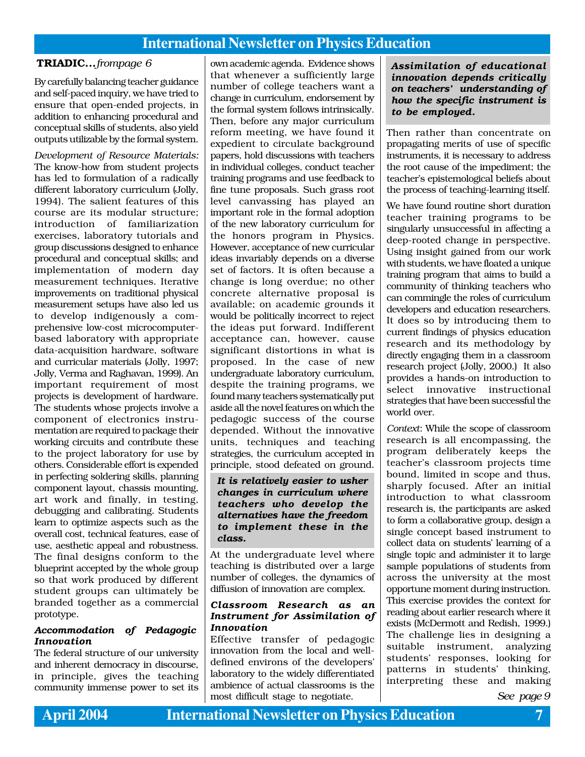**TRIADIC...** *from page 6*

By carefully balancing teacher guidance and self-paced inquiry, we have tried to ensure that open-ended projects, in addition to enhancing procedural and conceptual skills of students, also yield outputs utilizable by the formal system.

*Development of Resource Materials:* The know-how from student projects has led to formulation of a radically different laboratory curriculum (Jolly, 1994). The salient features of this course are its modular structure; introduction of familiarization exercises, laboratory tutorials and group discussions designed to enhance procedural and conceptual skills; and implementation of modern day measurement techniques. Iterative improvements on traditional physical measurement setups have also led us to develop indigenously a comprehensive low-cost microcomputer-based laboratory with appropriate data-acquisition hardware, software and curricular materials (Jolly, 1997; Jolly, Verma and Raghavan, 1999). An important requirement of most projects is development of hardware. The students whose projects involve a component of electronics instrumentation are required to package their working circuits and contribute these to the project laboratory for use by others. Considerable effort is expended in perfecting soldering skills, planning component layout, chassis mounting, art work and finally, in testing, debugging and calibrating. Students learn to optimize aspects such as the overall cost, technical features, ease of use, aesthetic appeal and robustness. The final designs conform to the blueprint accepted by the whole group so that work produced by different student groups can ultimately be branded together as a commercial prototype.

### Accommodation of Pedagogic Innovation

The federal structure of our university and inherent democracy in discourse, in principle, gives the teaching community immense power to set its own academic agenda. Evidence shows that whenever a sufficiently large number of college teachers want a change in curriculum, endorsement by the formal system follows intrinsically. Then, before any major curriculum reform meeting, we have found it expedient to circulate background papers, hold discussions with teachers in individual colleges, conduct teacher training programs and use feedback to fine tune proposals. Such grass root level canvassing has played an important role in the formal adoption of the new laboratory curriculum for the honors program in Physics. However, acceptance of new curricular ideas invariably depends on a diverse set of factors. It is often because a change is long overdue; no other concrete alternative proposal is available; on academic grounds it would be politically incorrect to reject the ideas put forward. Indifferent acceptance can, however, cause significant distortions in what is proposed. In the case of new undergraduate laboratory curriculum, despite the training programs, we found many teachers systematically put aside all the novel features on which the pedagogic success of the course depended. Without the innovative units, techniques and teaching strategies, the curriculum accepted in principle, stood defeated on ground.

> ***It is relatively easier to usher changes in curriculum where teachers who develop the alternatives have the freedom to implement these in the class.***

At the undergraduate level where teaching is distributed over a large number of colleges, the dynamics of diffusion of innovation are complex.

### Classroom Research as an Instrument for Assimilation of Innovation

Effective transfer of pedagogic innovation from the local and well-defined environs of the developers' laboratory to the widely differentiated ambience of actual classrooms is the most difficult stage to negotiate.

> ***Assimilation of educational innovation depends critically on teachers' understanding of how the specific instrument is to be employed.***

Then rather than concentrate on propagating merits of use of specific instruments, it is necessary to address the root cause of the impediment; the teacher's epistemological beliefs about the process of teaching-learning itself.

We have found routine short duration teacher training programs to be singularly unsuccessful in affecting a deep-rooted change in perspective. Using insight gained from our work with students, we have floated a unique training program that aims to build a community of thinking teachers who can commingle the roles of curriculum developers and education researchers. It does so by introducing them to current findings of physics education research and its methodology by directly engaging them in a classroom research project (Jolly, 2000.) It also provides a hands-on introduction to select innovative instructional strategies that have been successful the world over.

*Context*: While the scope of classroom research is all encompassing, the program deliberately keeps the teacher's classroom projects time bound, limited in scope and thus, sharply focused. After an initial introduction to what classroom research is, the participants are asked to form a collaborative group, design a single concept based instrument to collect data on students' learning of a single topic and administer it to large sample populations of students from across the university at the most opportune moment during instruction. This exercise provides the context for reading about earlier research where it exists (McDermott and Redish, 1999.) The challenge lies in designing a suitable instrument, analyzing students' responses, looking for patterns in students' thinking, interpreting these and making

*See page 9*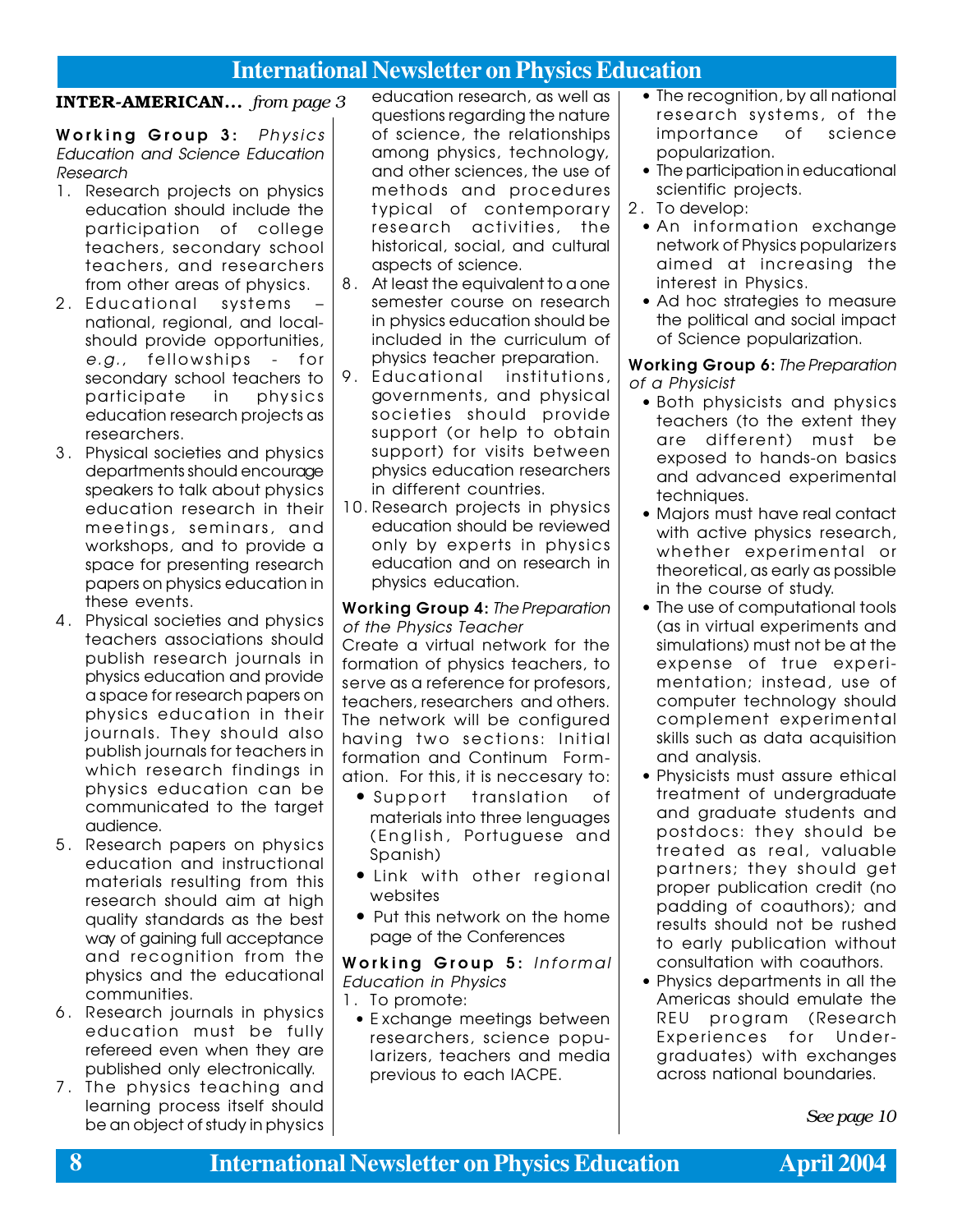**INTER-AMERICAN...** *from page 3*

**Working Group 3:** *Physics Education and Science Education Research*

1. Research projects on physics education should include the participation of college teachers, secondary school teachers, and researchers from other areas of physics.
2. Educational systems – national, regional, and local-should provide opportunities, *e.g.*, fellowships - for secondary school teachers to participate in physics education research projects as researchers.
3. Physical societies and physics departments should encourage speakers to talk about physics education research in their meetings, seminars, and workshops, and to provide a space for presenting research papers on physics education in these events.
4. Physical societies and physics teachers associations should publish research journals in physics education and provide a space for research papers on physics education in their journals. They should also publish journals for teachers in which research findings in physics education can be communicated to the target audience.
5. Research papers on physics education and instructional materials resulting from this research should aim at high quality standards as the best way of gaining full acceptance and recognition from the physics and the educational communities.
6. Research journals in physics education must be fully refereed even when they are published only electronically.
7. The physics teaching and learning process itself should be an object of study in physics education research, as well as questions regarding the nature of science, the relationships among physics, technology, and other sciences, the use of methods and procedures typical of contemporary research activities, the historical, social, and cultural aspects of science.
8. At least the equivalent to a one semester course on research in physics education should be included in the curriculum of physics teacher preparation.
9. Educational institutions, governments, and physical societies should provide support (or help to obtain support) for visits between physics education researchers in different countries.
10. Research projects in physics education should be reviewed only by experts in physics education and on research in physics education.

**Working Group 4:** *The Preparation of the Physics Teacher*

Create a virtual network for the formation of physics teachers, to serve as a reference for profesors, teachers, researchers and others. The network will be configured having two sections: Initial formation and Continum Formation. For this, it is neccesary to:

- Support translation of materials into three lenguages (English, Portuguese and Spanish)
- Link with other regional websites
- Put this network on the home page of the Conferences

**Working Group 5:** *Informal Education in Physics*

1. To promote:
   - Exchange meetings between researchers, science popularizers, teachers and media previous to each IACPE.
   - The recognition, by all national research systems, of the importance of science popularization.
   - The participation in educational scientific projects.
2. To develop:
   - An information exchange network of Physics popularizers aimed at increasing the interest in Physics.
   - Ad hoc strategies to measure the political and social impact of Science popularization.

**Working Group 6:** *The Preparation of a Physicist*

- Both physicists and physics teachers (to the extent they are different) must be exposed to hands-on basics and advanced experimental techniques.
- Majors must have real contact with active physics research, whether experimental or theoretical, as early as possible in the course of study.
- The use of computational tools (as in virtual experiments and simulations) must not be at the expense of true experimentation; instead, use of computer technology should complement experimental skills such as data acquisition and analysis.
- Physicists must assure ethical treatment of undergraduate and graduate students and postdocs: they should be treated as real, valuable partners; they should get proper publication credit (no padding of coauthors); and results should not be rushed to early publication without consultation with coauthors.
- Physics departments in all the Americas should emulate the REU program (Research Experiences for Undergraduates) with exchanges across national boundaries.

*See page 10*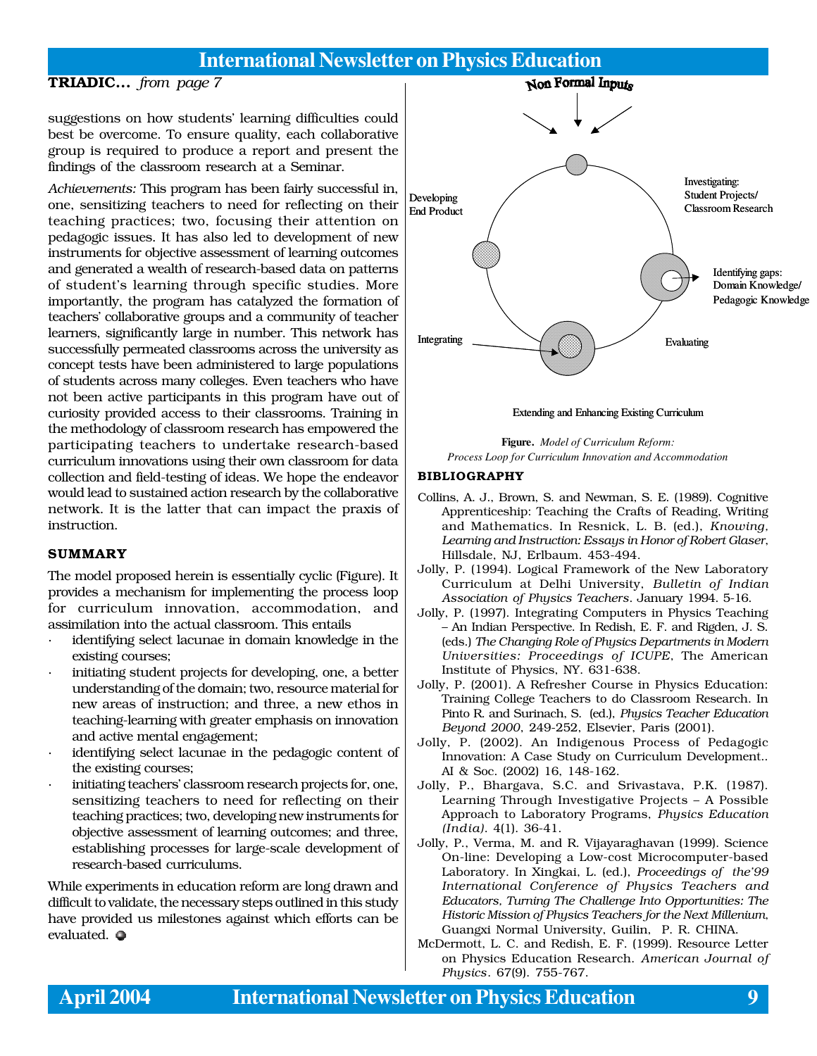**TRIADIC...** *from page 7*

suggestions on how students' learning difficulties could best be overcome. To ensure quality, each collaborative group is required to produce a report and present the findings of the classroom research at a Seminar.

*Achievements:* This program has been fairly successful in, one, sensitizing teachers to need for reflecting on their teaching practices; two, focusing their attention on pedagogic issues. It has also led to development of new instruments for objective assessment of learning outcomes and generated a wealth of research-based data on patterns of student's learning through specific studies. More importantly, the program has catalyzed the formation of teachers' collaborative groups and a community of teacher learners, significantly large in number. This network has successfully permeated classrooms across the university as concept tests have been administered to large populations of students across many colleges. Even teachers who have not been active participants in this program have out of curiosity provided access to their classrooms. Training in the methodology of classroom research has empowered the participating teachers to undertake research-based curriculum innovations using their own classroom for data collection and field-testing of ideas. We hope the endeavor would lead to sustained action research by the collaborative network. It is the latter that can impact the praxis of instruction.

### SUMMARY

The model proposed herein is essentially cyclic (Figure). It provides a mechanism for implementing the process loop for curriculum innovation, accommodation, and assimilation into the actual classroom. This entails

- identifying select lacunae in domain knowledge in the existing courses;
- initiating student projects for developing, one, a better understanding of the domain; two, resource material for new areas of instruction; and three, a new ethos in teaching-learning with greater emphasis on innovation and active mental engagement;
- identifying select lacunae in the pedagogic content of the existing courses;
- initiating teachers' classroom research projects for, one, sensitizing teachers to need for reflecting on their teaching practices; two, developing new instruments for objective assessment of learning outcomes; and three, establishing processes for large-scale development of research-based curriculums.

While experiments in education reform are long drawn and difficult to validate, the necessary steps outlined in this study have provided us milestones against which efforts can be evaluated.

Non Formal Inputs

Developing End Product

Investigating: Student Projects/ Classroom Research

Identifying gaps: Domain Knowledge/ Pedagogic Knowledge

Integrating

Evaluating

Extending and Enhancing Existing Curriculum

**Figure.** *Model of Curriculum Reform: Process Loop for Curriculum Innovation and Accommodation*

### BIBLIOGRAPHY

Collins, A. J., Brown, S. and Newman, S. E. (1989). Cognitive Apprenticeship: Teaching the Crafts of Reading, Writing and Mathematics. In Resnick, L. B. (ed.), *Knowing, Learning and Instruction: Essays in Honor of Robert Glaser*, Hillsdale, NJ, Erlbaum. 453-494.

Jolly, P. (1994). Logical Framework of the New Laboratory Curriculum at Delhi University, *Bulletin of Indian Association of Physics Teachers*. January 1994. 5-16.

Jolly, P. (1997). Integrating Computers in Physics Teaching – An Indian Perspective. In Redish, E. F. and Rigden, J. S. (eds.) *The Changing Role of Physics Departments in Modern Universities: Proceedings of ICUPE*, The American Institute of Physics, NY. 631-638.

Jolly, P. (2001). A Refresher Course in Physics Education: Training College Teachers to do Classroom Research. In Pinto R. and Surinach, S. (ed.), *Physics Teacher Education Beyond 2000*, 249-252, Elsevier, Paris (2001).

Jolly, P. (2002). An Indigenous Process of Pedagogic Innovation: A Case Study on Curriculum Development.. AI & Soc. (2002) 16, 148-162.

Jolly, P., Bhargava, S.C. and Srivastava, P.K. (1987). Learning Through Investigative Projects – A Possible Approach to Laboratory Programs, *Physics Education (India)*. 4(1). 36-41.

Jolly, P., Verma, M. and R. Vijayaraghavan (1999). Science On-line: Developing a Low-cost Microcomputer-based Laboratory. In Xingkai, L. (ed.), *Proceedings of the'99 International Conference of Physics Teachers and Educators, Turning The Challenge Into Opportunities: The Historic Mission of Physics Teachers for the Next Millenium*, Guangxi Normal University, Guilin, P. R. CHINA.

McDermott, L. C. and Redish, E. F. (1999). Resource Letter on Physics Education Research. *American Journal of Physics*. 67(9). 755-767.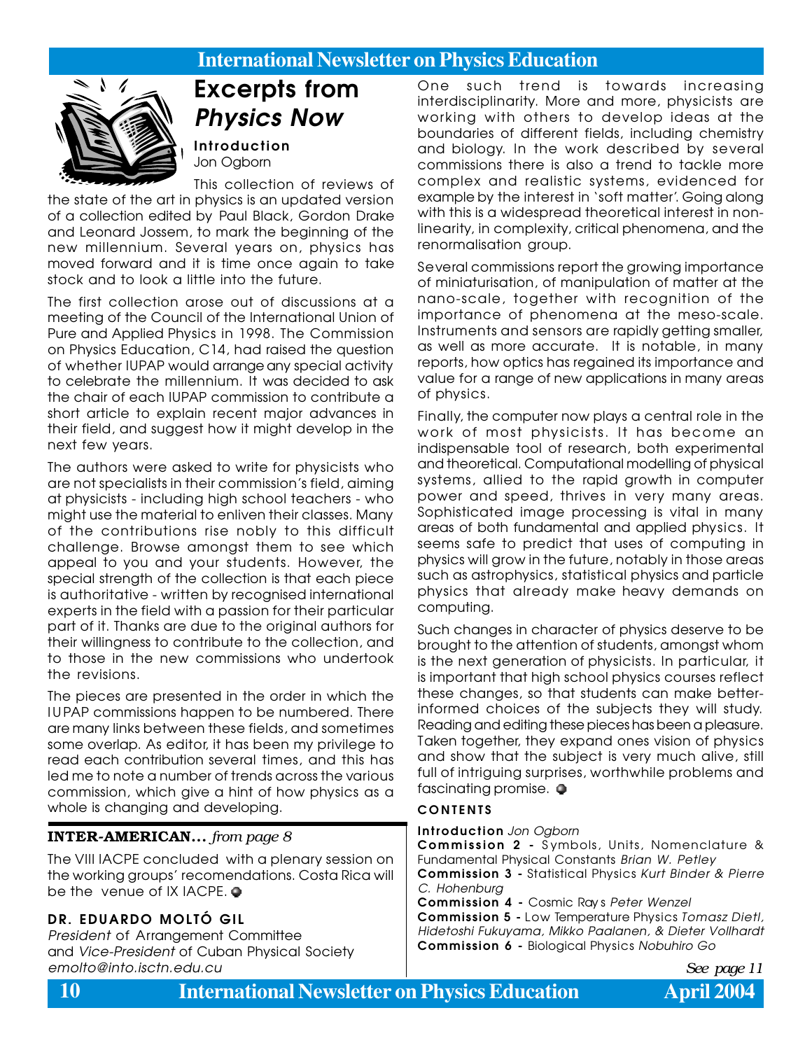# Excerpts from *Physics Now*

### Introduction

Jon Ogborn

This collection of reviews of the state of the art in physics is an updated version of a collection edited by Paul Black, Gordon Drake and Leonard Jossem, to mark the beginning of the new millennium. Several years on, physics has moved forward and it is time once again to take stock and to look a little into the future.

The first collection arose out of discussions at a meeting of the Council of the International Union of Pure and Applied Physics in 1998. The Commission on Physics Education, C14, had raised the question of whether IUPAP would arrange any special activity to celebrate the millennium. It was decided to ask the chair of each IUPAP commission to contribute a short article to explain recent major advances in their field, and suggest how it might develop in the next few years.

The authors were asked to write for physicists who are not specialists in their commission's field, aiming at physicists - including high school teachers - who might use the material to enliven their classes. Many of the contributions rise nobly to this difficult challenge. Browse amongst them to see which appeal to you and your students. However, the special strength of the collection is that each piece is authoritative - written by recognised international experts in the field with a passion for their particular part of it. Thanks are due to the original authors for their willingness to contribute to the collection, and to those in the new commissions who undertook the revisions.

The pieces are presented in the order in which the IUPAP commissions happen to be numbered. There are many links between these fields, and sometimes some overlap. As editor, it has been my privilege to read each contribution several times, and this has led me to note a number of trends across the various commission, which give a hint of how physics as a whole is changing and developing.

One such trend is towards increasing interdisciplinarity. More and more, physicists are working with others to develop ideas at the boundaries of different fields, including chemistry and biology. In the work described by several commissions there is also a trend to tackle more complex and realistic systems, evidenced for example by the interest in 'soft matter'. Going along with this is a widespread theoretical interest in non-linearity, in complexity, critical phenomena, and the renormalisation group.

Several commissions report the growing importance of miniaturisation, of manipulation of matter at the nano-scale, together with recognition of the importance of phenomena at the meso-scale. Instruments and sensors are rapidly getting smaller, as well as more accurate. It is notable, in many reports, how optics has regained its importance and value for a range of new applications in many areas of physics.

Finally, the computer now plays a central role in the work of most physicists. It has become an indispensable tool of research, both experimental and theoretical. Computational modelling of physical systems, allied to the rapid growth in computer power and speed, thrives in very many areas. Sophisticated image processing is vital in many areas of both fundamental and applied physics. It seems safe to predict that uses of computing in physics will grow in the future, notably in those areas such as astrophysics, statistical physics and particle physics that already make heavy demands on computing.

Such changes in character of physics deserve to be brought to the attention of students, amongst whom is the next generation of physicists. In particular, it is important that high school physics courses reflect these changes, so that students can make better-informed choices of the subjects they will study. Reading and editing these pieces has been a pleasure. Taken together, they expand ones vision of physics and show that the subject is very much alive, still full of intriguing surprises, worthwhile problems and fascinating promise.

### CONTENTS

**Introduction** *Jon Ogborn*
**Commission 2 -** Symbols, Units, Nomenclature & Fundamental Physical Constants *Brian W. Petley*
**Commission 3 -** Statistical Physics *Kurt Binder & Pierre C. Hohenburg*
**Commission 4 -** Cosmic Rays *Peter Wenzel*
**Commission 5 -** Low Temperature Physics *Tomasz Dietl, Hidetoshi Fukuyama, Mikko Paalanen, & Dieter Vollhardt*
**Commission 6 -** Biological Physics *Nobuhiro Go*

*See page 11*

---

**INTER-AMERICAN...** *from page 8*

The VIII IACPE concluded with a plenary session on the working groups' recomendations. Costa Rica will be the venue of IX IACPE.

**DR. EDUARDO MOLTÓ GIL**
*President* of Arrangement Committee
and *Vice-President* of Cuban Physical Society
*emolto@into.isctn.edu.cu*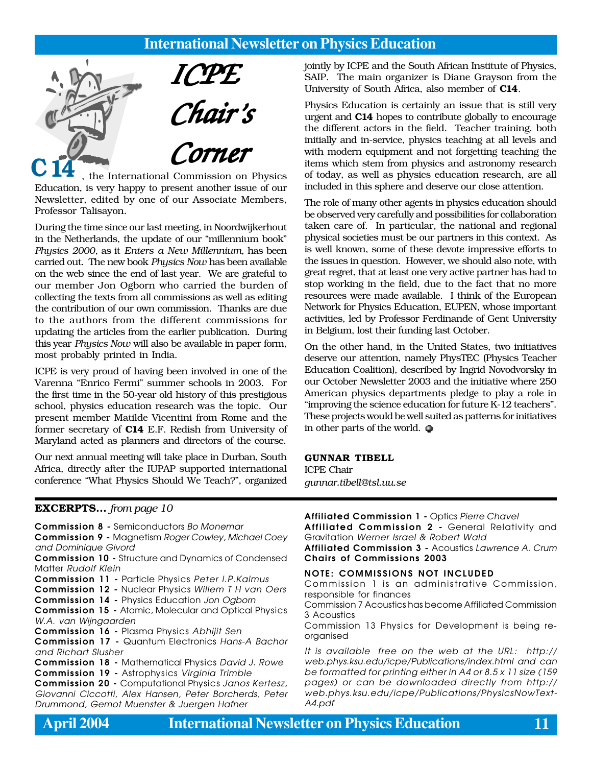# ICPE Chair's Corner

**C 14**, the International Commission on Physics Education, is very happy to present another issue of our Newsletter, edited by one of our Associate Members, Professor Talisayon.

During the time since our last meeting, in Noordwijkerhout in the Netherlands, the update of our "millennium book" *Physics 2000*, as it *Enters a New Millennium*, has been carried out. The new book *Physics Now* has been available on the web since the end of last year. We are grateful to our member Jon Ogborn who carried the burden of collecting the texts from all commissions as well as editing the contribution of our own commission. Thanks are due to the authors from the different commissions for updating the articles from the earlier publication. During this year *Physics Now* will also be available in paper form, most probably printed in India.

ICPE is very proud of having been involved in one of the Varenna "Enrico Fermi" summer schools in 2003. For the first time in the 50-year old history of this prestigious school, physics education research was the topic. Our present member Matilde Vicentini from Rome and the former secretary of **C14** E.F. Redish from University of Maryland acted as planners and directors of the course.

Our next annual meeting will take place in Durban, South Africa, directly after the IUPAP supported international conference "What Physics Should We Teach?", organized jointly by ICPE and the South African Institute of Physics, SAIP. The main organizer is Diane Grayson from the University of South Africa, also member of **C14**.

Physics Education is certainly an issue that is still very urgent and **C14** hopes to contribute globally to encourage the different actors in the field. Teacher training, both initially and in-service, physics teaching at all levels and with modern equipment and not forgetting teaching the items which stem from physics and astronomy research of today, as well as physics education research, are all included in this sphere and deserve our close attention.

The role of many other agents in physics education should be observed very carefully and possibilities for collaboration taken care of. In particular, the national and regional physical societies must be our partners in this context. As is well known, some of these devote impressive efforts to the issues in question. However, we should also note, with great regret, that at least one very active partner has had to stop working in the field, due to the fact that no more resources were made available. I think of the European Network for Physics Education, EUPEN, whose important activities, led by Professor Ferdinande of Gent University in Belgium, lost their funding last October.

On the other hand, in the United States, two initiatives deserve our attention, namely PhysTEC (Physics Teacher Education Coalition), described by Ingrid Novodvorsky in our October Newsletter 2003 and the initiative where 250 American physics departments pledge to play a role in "improving the science education for future K-12 teachers". These projects would be well suited as patterns for initiatives in other parts of the world.

**GUNNAR TIBELL**
ICPE Chair
*gunnar.tibell@tsl.uu.se*

---

**EXCERPTS...** *from page 10*

**Commission 8 -** Semiconductors *Bo Monemar*
**Commission 9 -** Magnetism *Roger Cowley, Michael Coey and Dominique Givord*
**Commission 10 -** Structure and Dynamics of Condensed Matter *Rudolf Klein*
**Commission 11 -** Particle Physics *Peter I.P.Kalmus*
**Commission 12 -** Nuclear Physics *Willem T H van Oers*
**Commission 14 -** Physics Education *Jon Ogborn*
**Commission 15 -** Atomic, Molecular and Optical Physics *W.A. van Wijngaarden*
**Commission 16 -** Plasma Physics *Abhijit Sen*
**Commission 17 -** Quantum Electronics *Hans-A Bachor and Richart Slusher*
**Commission 18 -** Mathematical Physics *David J. Rowe*
**Commission 19 -** Astrophysics *Virginia Trimble*
**Commission 20 -** Computational Physics *Janos Kertesz, Giovanni Ciccotti, Alex Hansen, Peter Borcherds, Peter Drummond, Gemot Muenster & Juergen Hafner*
**Affiliated Commission 1 -** Optics *Pierre Chavel*
**Affiliated Commission 2 -** General Relativity and Gravitation *Werner Israel & Robert Wald*
**Affiliated Commission 3 -** Acoustics *Lawrence A. Crum*
**Chairs of Commissions 2003**

**NOTE: COMMISSIONS NOT INCLUDED**

Commission 1 is an administrative Commission, responsible for finances

Commission 7 Acoustics has become Affiliated Commission 3 Acoustics

Commission 13 Physics for Development is being re-organised

*It is available free on the web at the URL: http://web.phys.ksu.edu/icpe/Publications/index.html and can be formatted for printing either in A4 or 8.5 x 11 size (159 pages) or can be downloaded directly from http://web.phys.ksu.edu/icpe/Publications/PhysicsNowText-A4.pdf*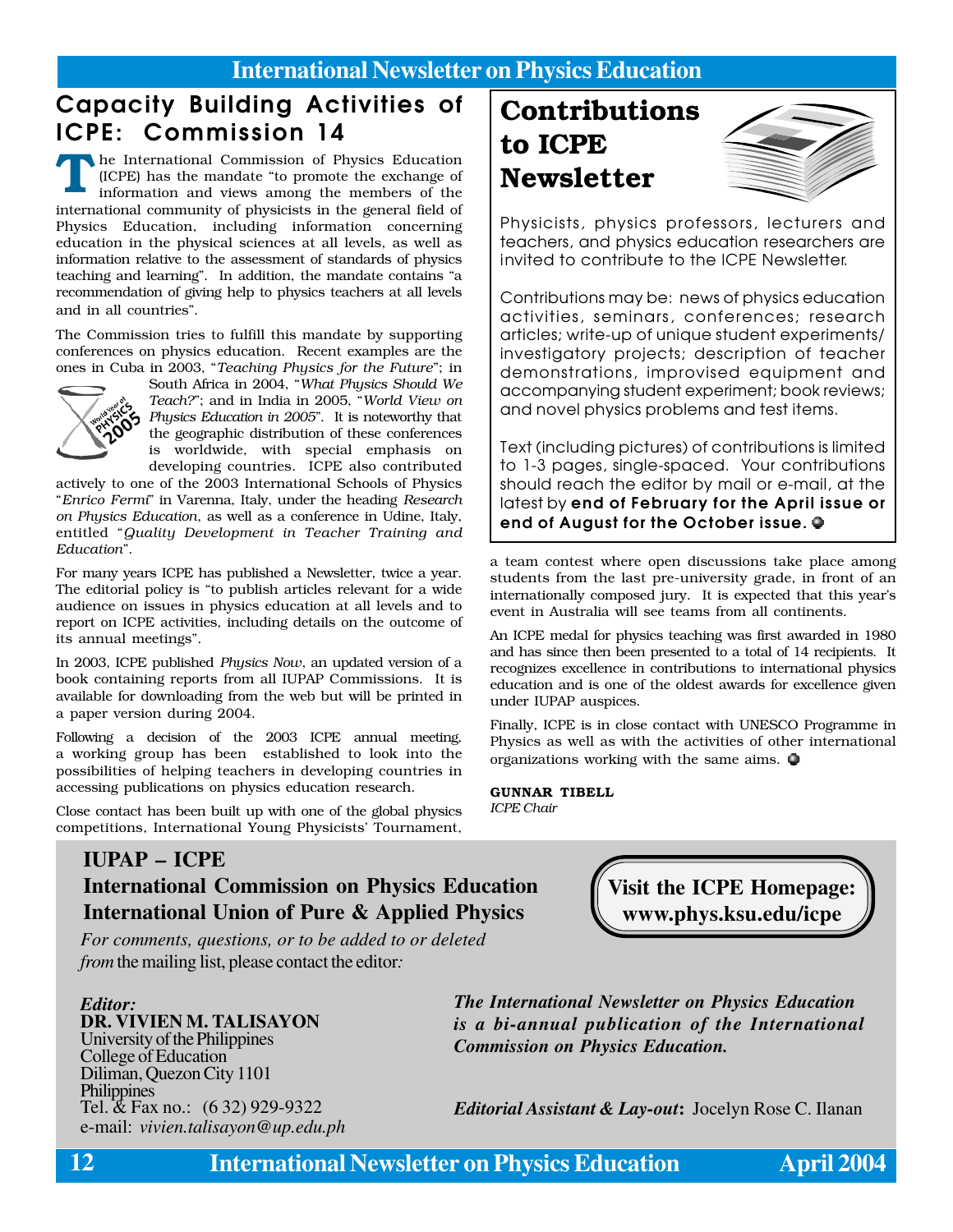## Capacity Building Activities of ICPE: Commission 14

The International Commission of Physics Education (ICPE) has the mandate "to promote the exchange of information and views among the members of the international community of physicists in the general field of Physics Education, including information concerning education in the physical sciences at all levels, as well as information relative to the assessment of standards of physics teaching and learning". In addition, the mandate contains "a recommendation of giving help to physics teachers at all levels and in all countries".

The Commission tries to fulfill this mandate by supporting conferences on physics education. Recent examples are the ones in Cuba in 2003, "*Teaching Physics for the Future*"; in South Africa in 2004, "*What Physics Should We Teach?*"; and in India in 2005, "*World View on Physics Education in 2005*". It is noteworthy that the geographic distribution of these conferences is worldwide, with special emphasis on developing countries. ICPE also contributed actively to one of the 2003 International Schools of Physics "*Enrico Fermi*" in Varenna, Italy, under the heading *Research on Physics Education*, as well as a conference in Udine, Italy, entitled "*Quality Development in Teacher Training and Education*".

For many years ICPE has published a Newsletter, twice a year. The editorial policy is "to publish articles relevant for a wide audience on issues in physics education at all levels and to report on ICPE activities, including details on the outcome of its annual meetings".

In 2003, ICPE published *Physics Now*, an updated version of a book containing reports from all IUPAP Commissions. It is available for downloading from the web but will be printed in a paper version during 2004.

Following a decision of the 2003 ICPE annual meeting, a working group has been established to look into the possibilities of helping teachers in developing countries in accessing publications on physics education research.

Close contact has been built up with one of the global physics competitions, International Young Physicists' Tournament, a team contest where open discussions take place among students from the last pre-university grade, in front of an internationally composed jury. It is expected that this year's event in Australia will see teams from all continents.

An ICPE medal for physics teaching was first awarded in 1980 and has since then been presented to a total of 14 recipients. It recognizes excellence in contributions to international physics education and is one of the oldest awards for excellence given under IUPAP auspices.

Finally, ICPE is in close contact with UNESCO Programme in Physics as well as with the activities of other international organizations working with the same aims.

**GUNNAR TIBELL**
*ICPE Chair*

## Contributions to ICPE Newsletter

Physicists, physics professors, lecturers and teachers, and physics education researchers are invited to contribute to the ICPE Newsletter.

Contributions may be: news of physics education activities, seminars, conferences; research articles; write-up of unique student experiments/ investigatory projects; description of teacher demonstrations, improvised equipment and accompanying student experiment; book reviews; and novel physics problems and test items.

Text (including pictures) of contributions is limited to 1-3 pages, single-spaced. Your contributions should reach the editor by mail or e-mail, at the latest by **end of February for the April issue or end of August for the October issue.**

---

**IUPAP – ICPE**
**International Commission on Physics Education**
**International Union of Pure & Applied Physics**

*For comments, questions, or to be added to or deleted from* the mailing list, please contact the editor*:*

**Visit the ICPE Homepage: www.phys.ksu.edu/icpe**

***Editor:***
**DR. VIVIEN M. TALISAYON**
University of the Philippines
College of Education
Diliman, Quezon City 1101
Philippines
Tel. & Fax no.: (6 32) 929-9322
e-mail: *vivien.talisayon@up.edu.ph*

***The International Newsletter on Physics Education is a bi-annual publication of the International Commission on Physics Education.***

***Editorial Assistant & Lay-out*:** Jocelyn Rose C. Ilanan